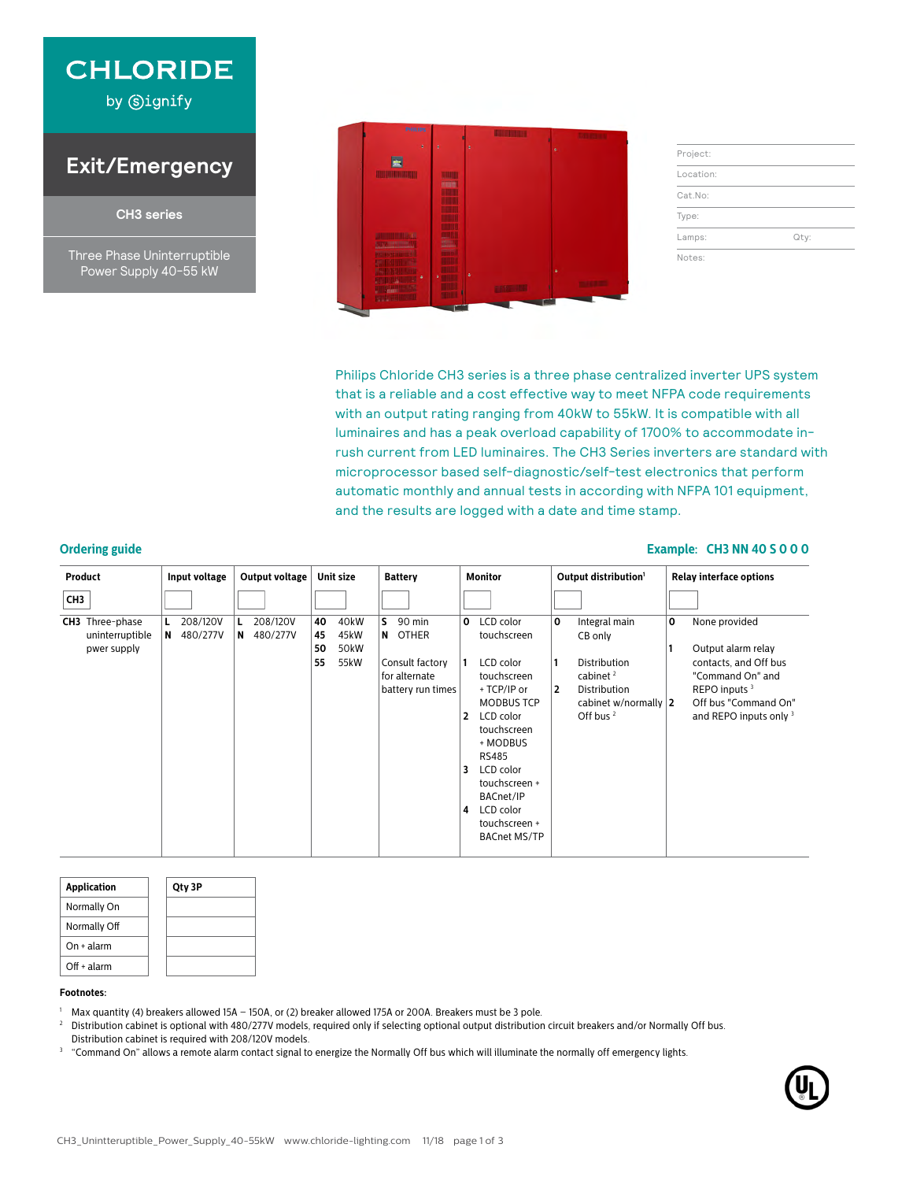# CHLORIDE

by Signify

## Exit/Emergency

### CH3 series

Three Phase Uninterruptible Power Supply 40-55 kW

| | |
|---|---|
| Project: | |
| Location: | |
| Cat.No: | |
| Type: | |
| Lamps: | Qty: |
| Notes: | |

Philips Chloride CH3 series is a three phase centralized inverter UPS system that is a reliable and a cost effective way to meet NFPA code requirements with an output rating ranging from 40kW to 55kW. It is compatible with all luminaires and has a peak overload capability of 1700% to accommodate in-rush current from LED luminaires. The CH3 Series inverters are standard with microprocessor based self-diagnostic/self-test electronics that perform automatic monthly and annual tests in according with NFPA 101 equipment, and the results are logged with a date and time stamp.

## Ordering guide

**Example: CH3 NN 40 S 0 0 0**

| Product | Input voltage | Output voltage | Unit size | Battery | Monitor | Output distribution[1] | Relay interface options |
|---|---|---|---|---|---|---|---|
| CH3 | | | | | | | |
| **CH3** Three-phase uninterruptible pwer supply | **L** 208/120V<br>**N** 480/277V | **L** 208/120V<br>**N** 480/277V | **40** 40kW<br>**45** 45kW<br>**50** 50kW<br>**55** 55kW | **S** 90 min<br>**N** OTHER<br><br>Consult factory for alternate battery run times | **0** LCD color touchscreen<br>**1** LCD color touchscreen + TCP/IP or MODBUS TCP<br>**2** LCD color touchscreen + MODBUS RS485<br>**3** LCD color touchscreen + BACnet/IP<br>**4** LCD color touchscreen + BACnet MS/TP | **0** Integral main CB only<br>**1** Distribution cabinet [2]<br>**2** Distribution cabinet w/normally Off bus [2] | **0** None provided<br>**1** Output alarm relay contacts, and Off bus "Command On" and REPO inputs [3]<br>**2** Off bus "Command On" and REPO inputs only [3] |

| Application | Qty 3P |
|---|---|
| Normally On | |
| Normally Off | |
| On + alarm | |
| Off + alarm | |

**Footnotes:**

1. Max quantity (4) breakers allowed 15A – 150A, or (2) breaker allowed 175A or 200A. Breakers must be 3 pole.
2. Distribution cabinet is optional with 480/277V models, required only if selecting optional output distribution circuit breakers and/or Normally Off bus. Distribution cabinet is required with 208/120V models.
3. "Command On" allows a remote alarm contact signal to energize the Normally Off bus which will illuminate the normally off emergency lights.

CH3_Unintterruptible_Power_Supply_40-55kW www.chloride-lighting.com 11/18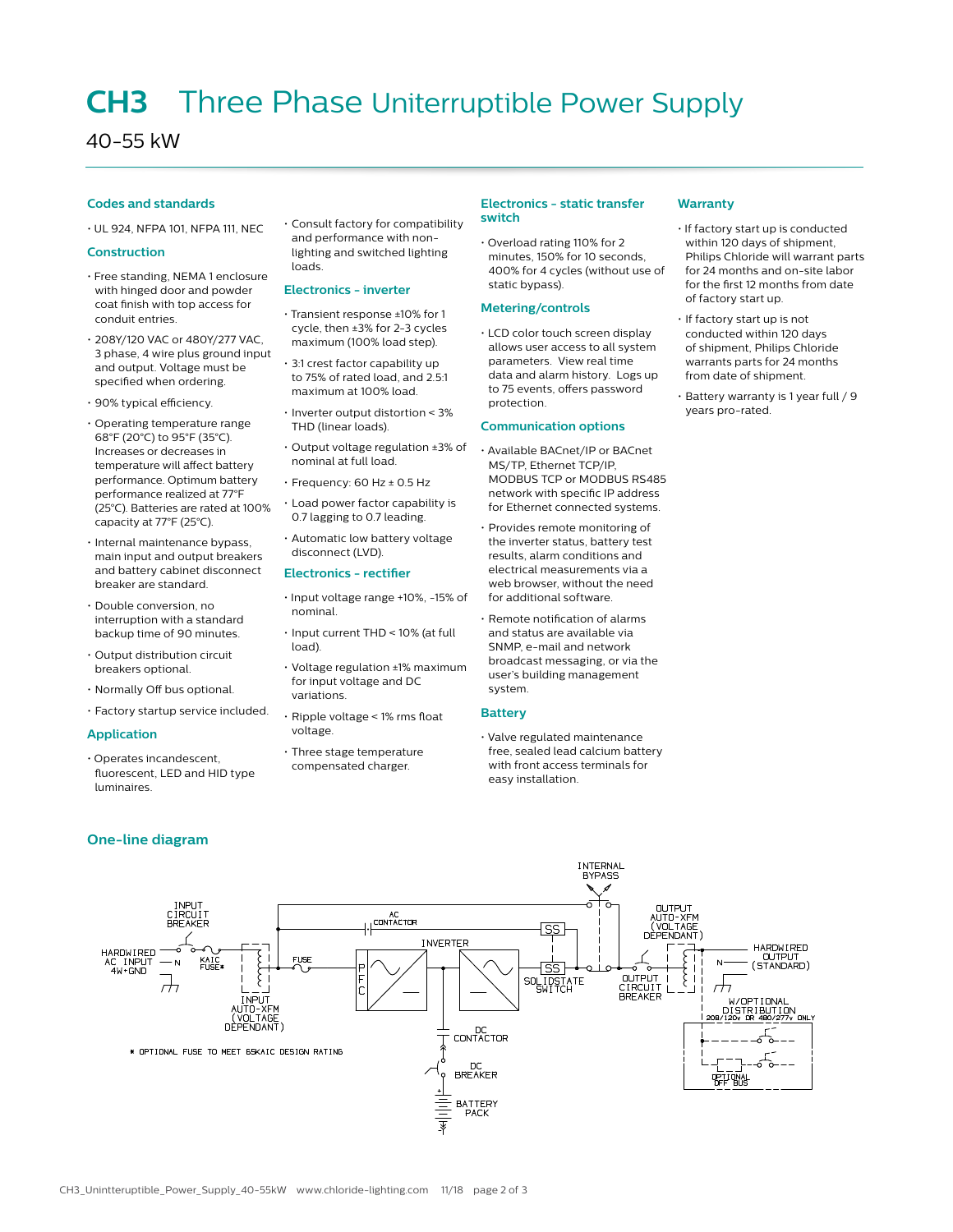# CH3 Three Phase Uniterruptible Power Supply

40-55 kW

## Codes and standards

- UL 924, NFPA 101, NFPA 111, NEC

## Construction

- Free standing, NEMA 1 enclosure with hinged door and powder coat finish with top access for conduit entries.
- 208Y/120 VAC or 480Y/277 VAC, 3 phase, 4 wire plus ground input and output. Voltage must be specified when ordering.
- 90% typical efficiency.
- Operating temperature range 68°F (20°C) to 95°F (35°C). Increases or decreases in temperature will affect battery performance. Optimum battery performance realized at 77°F (25°C). Batteries are rated at 100% capacity at 77°F (25°C).
- Internal maintenance bypass, main input and output breakers and battery cabinet disconnect breaker are standard.
- Double conversion, no interruption with a standard backup time of 90 minutes.
- Output distribution circuit breakers optional.
- Normally Off bus optional.
- Factory startup service included.

## Application

- Operates incandescent, fluorescent, LED and HID type luminaires.
- Consult factory for compatibility and performance with non-lighting and switched lighting loads.

## Electronics - inverter

- Transient response ±10% for 1 cycle, then ±3% for 2-3 cycles maximum (100% load step).
- 3:1 crest factor capability up to 75% of rated load, and 2.5:1 maximum at 100% load.
- Inverter output distortion < 3% THD (linear loads).
- Output voltage regulation ±3% of nominal at full load.
- Frequency: 60 Hz ± 0.5 Hz
- Load power factor capability is 0.7 lagging to 0.7 leading.
- Automatic low battery voltage disconnect (LVD).

## Electronics - rectifier

- Input voltage range +10%, -15% of nominal.
- Input current THD < 10% (at full load).
- Voltage regulation ±1% maximum for input voltage and DC variations.
- Ripple voltage < 1% rms float voltage.
- Three stage temperature compensated charger.

## Electronics - static transfer switch

- Overload rating 110% for 2 minutes, 150% for 10 seconds, 400% for 4 cycles (without use of static bypass).

## Metering/controls

- LCD color touch screen display allows user access to all system parameters. View real time data and alarm history. Logs up to 75 events, offers password protection.

## Communication options

- Available BACnet/IP or BACnet MS/TP, Ethernet TCP/IP, MODBUS TCP or MODBUS RS485 network with specific IP address for Ethernet connected systems.
- Provides remote monitoring of the inverter status, battery test results, alarm conditions and electrical measurements via a web browser, without the need for additional software.
- Remote notification of alarms and status are available via SNMP, e-mail and network broadcast messaging, or via the user's building management system.

## Battery

- Valve regulated maintenance free, sealed lead calcium battery with front access terminals for easy installation.

## Warranty

- If factory start up is conducted within 120 days of shipment, Philips Chloride will warrant parts for 24 months and on-site labor for the first 12 months from date of factory start up.
- If factory start up is not conducted within 120 days of shipment, Philips Chloride warrants parts for 24 months from date of shipment.
- Battery warranty is 1 year full / 9 years pro-rated.

## One-line diagram

HARDWIRED AC INPUT 4W+GND — N — INPUT CIRCUIT BREAKER — KAIC FUSE* — INPUT AUTO-XFM (VOLTAGE DEPENDANT) — FUSE — PFC — INVERTER — SS — SOLIDSTATE SWITCH — OUTPUT CIRCUIT BREAKER — OUTPUT AUTO-XFM (VOLTAGE DEPENDANT) — N — HARDWIRED OUTPUT (STANDARD)

AC CONTACTOR — SS; INTERNAL BYPASS

DC CONTACTOR — DC BREAKER — BATTERY PACK

W/OPTIONAL DISTRIBUTION 208/120v OR 480/277v ONLY — OPTIONAL OFF BUS

\* OPTIONAL FUSE TO MEET 65KAIC DESIGN RATING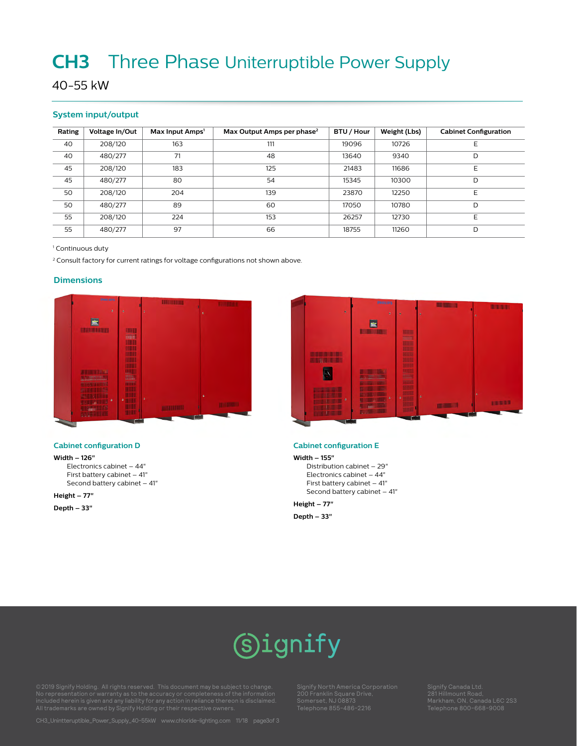# CH3 Three Phase Uniterruptible Power Supply

40-55 kW

## System input/output

| Rating | Voltage In/Out | Max Input Amps[1] | Max Output Amps per phase[2] | BTU / Hour | Weight (Lbs) | Cabinet Configuration |
|---|---|---|---|---|---|---|
| 40 | 208/120 | 163 | 111 | 19096 | 10726 | E |
| 40 | 480/277 | 71 | 48 | 13640 | 9340 | D |
| 45 | 208/120 | 183 | 125 | 21483 | 11686 | E |
| 45 | 480/277 | 80 | 54 | 15345 | 10300 | D |
| 50 | 208/120 | 204 | 139 | 23870 | 12250 | E |
| 50 | 480/277 | 89 | 60 | 17050 | 10780 | D |
| 55 | 208/120 | 224 | 153 | 26257 | 12730 | E |
| 55 | 480/277 | 97 | 66 | 18755 | 11260 | D |

[1] Continuous duty

[2] Consult factory for current ratings for voltage configurations not shown above.

## Dimensions

### Cabinet configuration D

**Width – 126"**
- Electronics cabinet – 44"
- First battery cabinet – 41"
- Second battery cabinet – 41"

**Height – 77"**

**Depth – 33"**

### Cabinet configuration E

**Width – 155"**
- Distribution cabinet – 29"
- Electronics cabinet – 44"
- First battery cabinet – 41"
- Second battery cabinet – 41"

**Height – 77"**

**Depth – 33"**

signify

© 2019 Signify Holding. All rights reserved. This document may be subject to change. No representation or warranty as to the accuracy or completeness of the information included herein is given and any liability for any action in reliance thereon is disclaimed. All trademarks are owned by Signify Holding or their respective owners.

Signify North America Corporation
200 Franklin Square Drive,
Somerset, NJ 08873
Telephone 855-486-2216

Signify Canada Ltd.
281 Hillmount Road,
Markham, ON, Canada L6C 2S3
Telephone 800-668-9008

CH3_Unintteruptible_Power_Supply_40-55kW www.chloride-lighting.com 11/18